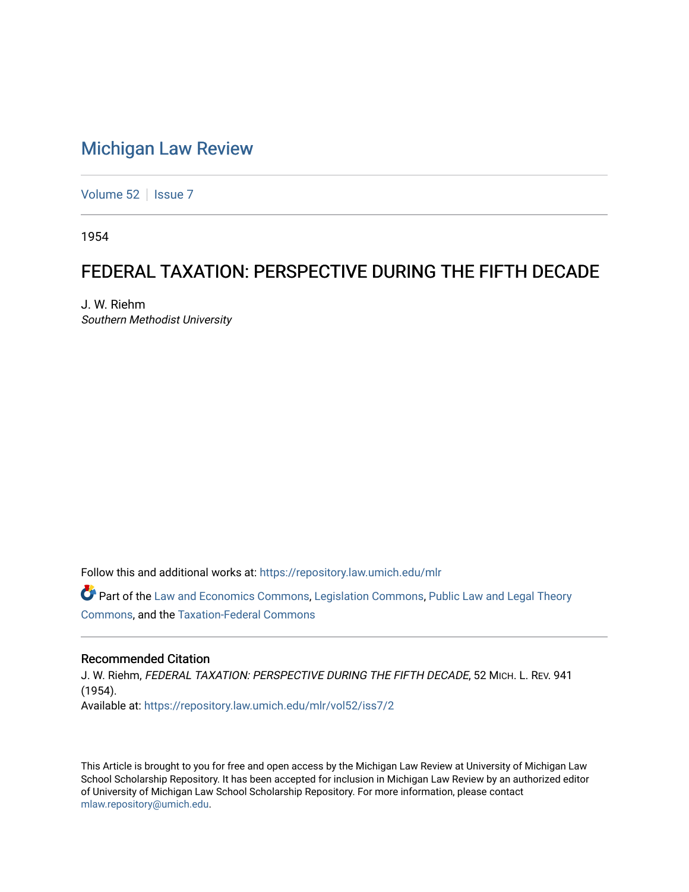# Michigan Law Review

Volume 52 | Issue 7

1954

## FEDERAL TAXATION: PERSPECTIVE DURING THE FIFTH DECADE

J. W. Riehm
*Southern Methodist University*

Follow this and additional works at: https://repository.law.umich.edu/mlr

Part of the Law and Economics Commons, Legislation Commons, Public Law and Legal Theory Commons, and the Taxation-Federal Commons

### Recommended Citation

J. W. Riehm, *FEDERAL TAXATION: PERSPECTIVE DURING THE FIFTH DECADE*, 52 MICH. L. REV. 941 (1954).
Available at: https://repository.law.umich.edu/mlr/vol52/iss7/2

This Article is brought to you for free and open access by the Michigan Law Review at University of Michigan Law School Scholarship Repository. It has been accepted for inclusion in Michigan Law Review by an authorized editor of University of Michigan Law School Scholarship Repository. For more information, please contact mlaw.repository@umich.edu.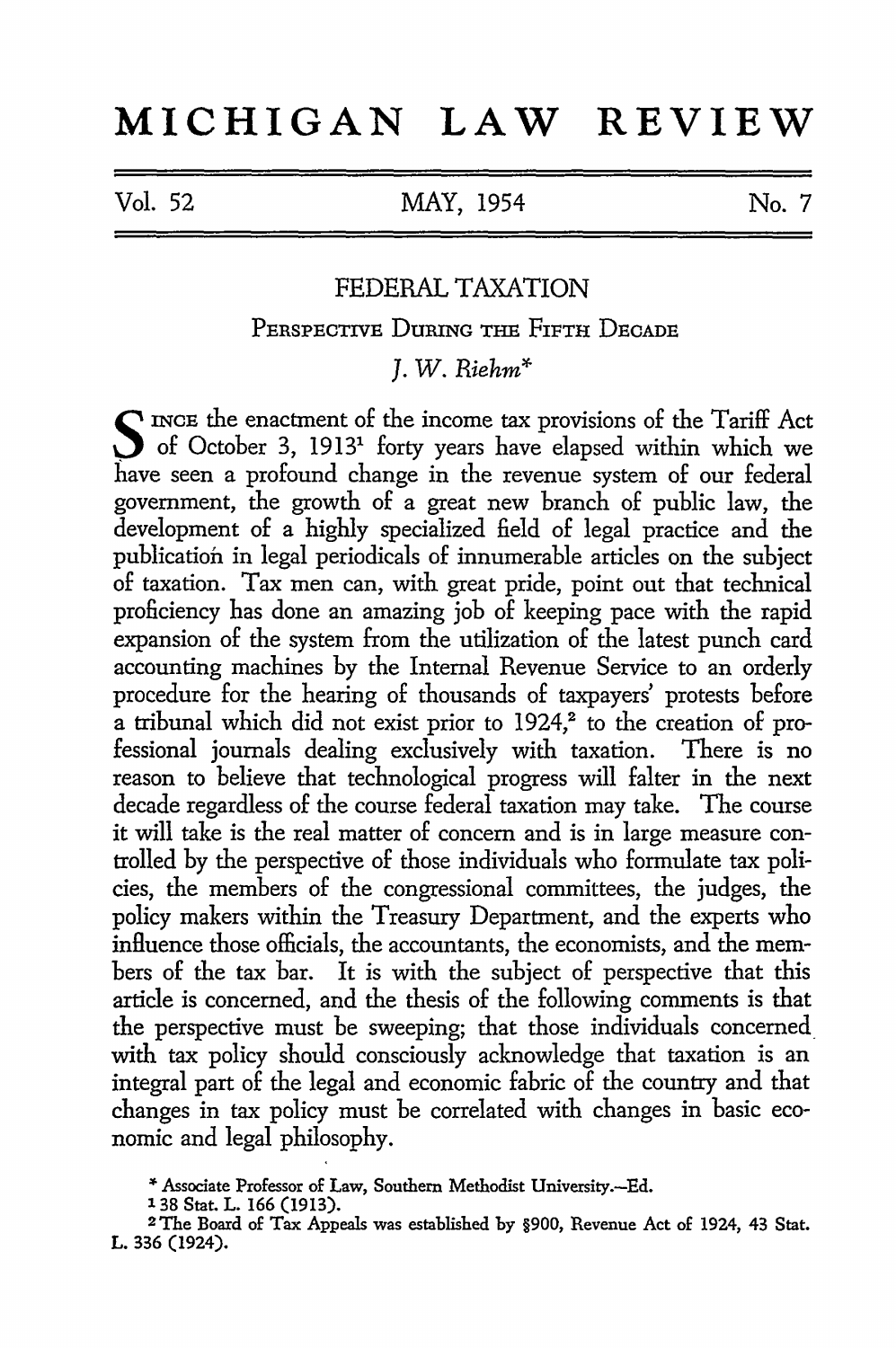# MICHIGAN LAW REVIEW

Vol. 52 MAY, 1954 No. 7

## FEDERAL TAXATION

### Perspective During the Fifth Decade

*J. W. Riehm**

Since the enactment of the income tax provisions of the Tariff Act of October 3, 1913[1] forty years have elapsed within which we have seen a profound change in the revenue system of our federal government, the growth of a great new branch of public law, the development of a highly specialized field of legal practice and the publication in legal periodicals of innumerable articles on the subject of taxation. Tax men can, with great pride, point out that technical proficiency has done an amazing job of keeping pace with the rapid expansion of the system from the utilization of the latest punch card accounting machines by the Internal Revenue Service to an orderly procedure for the hearing of thousands of taxpayers' protests before a tribunal which did not exist prior to 1924,[2] to the creation of professional journals dealing exclusively with taxation. There is no reason to believe that technological progress will falter in the next decade regardless of the course federal taxation may take. The course it will take is the real matter of concern and is in large measure controlled by the perspective of those individuals who formulate tax policies, the members of the congressional committees, the judges, the policy makers within the Treasury Department, and the experts who influence those officials, the accountants, the economists, and the members of the tax bar. It is with the subject of perspective that this article is concerned, and the thesis of the following comments is that the perspective must be sweeping; that those individuals concerned with tax policy should consciously acknowledge that taxation is an integral part of the legal and economic fabric of the country and that changes in tax policy must be correlated with changes in basic economic and legal philosophy.

\* Associate Professor of Law, Southern Methodist University.—Ed.

[1] 38 Stat. L. 166 (1913).

[2] The Board of Tax Appeals was established by §900, Revenue Act of 1924, 43 Stat. L. 336 (1924).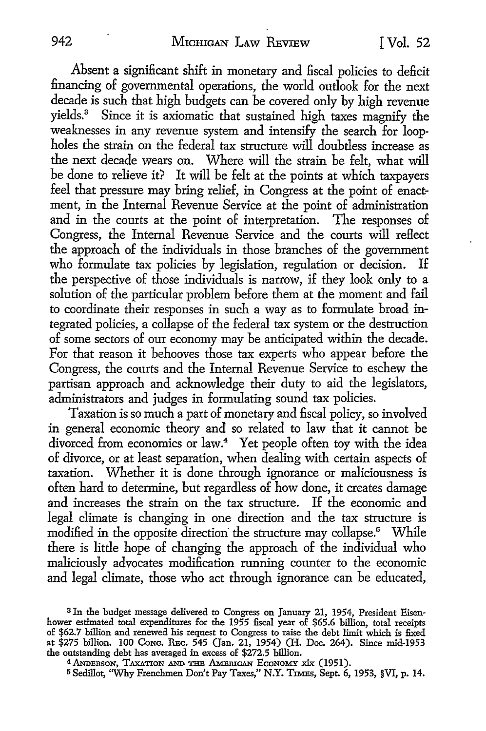Absent a significant shift in monetary and fiscal policies to deficit financing of governmental operations, the world outlook for the next decade is such that high budgets can be covered only by high revenue yields.[3] Since it is axiomatic that sustained high taxes magnify the weaknesses in any revenue system and intensify the search for loopholes the strain on the federal tax structure will doubtless increase as the next decade wears on. Where will the strain be felt, what will be done to relieve it? It will be felt at the points at which taxpayers feel that pressure may bring relief, in Congress at the point of enactment, in the Internal Revenue Service at the point of administration and in the courts at the point of interpretation. The responses of Congress, the Internal Revenue Service and the courts will reflect the approach of the individuals in those branches of the government who formulate tax policies by legislation, regulation or decision. If the perspective of those individuals is narrow, if they look only to a solution of the particular problem before them at the moment and fail to coordinate their responses in such a way as to formulate broad integrated policies, a collapse of the federal tax system or the destruction of some sectors of our economy may be anticipated within the decade. For that reason it behooves those tax experts who appear before the Congress, the courts and the Internal Revenue Service to eschew the partisan approach and acknowledge their duty to aid the legislators, administrators and judges in formulating sound tax policies.

Taxation is so much a part of monetary and fiscal policy, so involved in general economic theory and so related to law that it cannot be divorced from economics or law.[4] Yet people often toy with the idea of divorce, or at least separation, when dealing with certain aspects of taxation. Whether it is done through ignorance or maliciousness is often hard to determine, but regardless of how done, it creates damage and increases the strain on the tax structure. If the economic and legal climate is changing in one direction and the tax structure is modified in the opposite direction the structure may collapse.[5] While there is little hope of changing the approach of the individual who maliciously advocates modification running counter to the economic and legal climate, those who act through ignorance can be educated,

[3] In the budget message delivered to Congress on January 21, 1954, President Eisenhower estimated total expenditures for the 1955 fiscal year of $65.6 billion, total receipts of $62.7 billion and renewed his request to Congress to raise the debt limit which is fixed at $275 billion. 100 CONG. REC. 545 (Jan. 21, 1954) (H. Doc. 264). Since mid-1953 the outstanding debt has averaged in excess of $272.5 billion.

[4] ANDERSON, TAXATION AND THE AMERICAN ECONOMY xix (1951).

[5] Sedillot, "Why Frenchmen Don't Pay Taxes," N.Y. TIMES, Sept. 6, 1953, §VI, p. 14.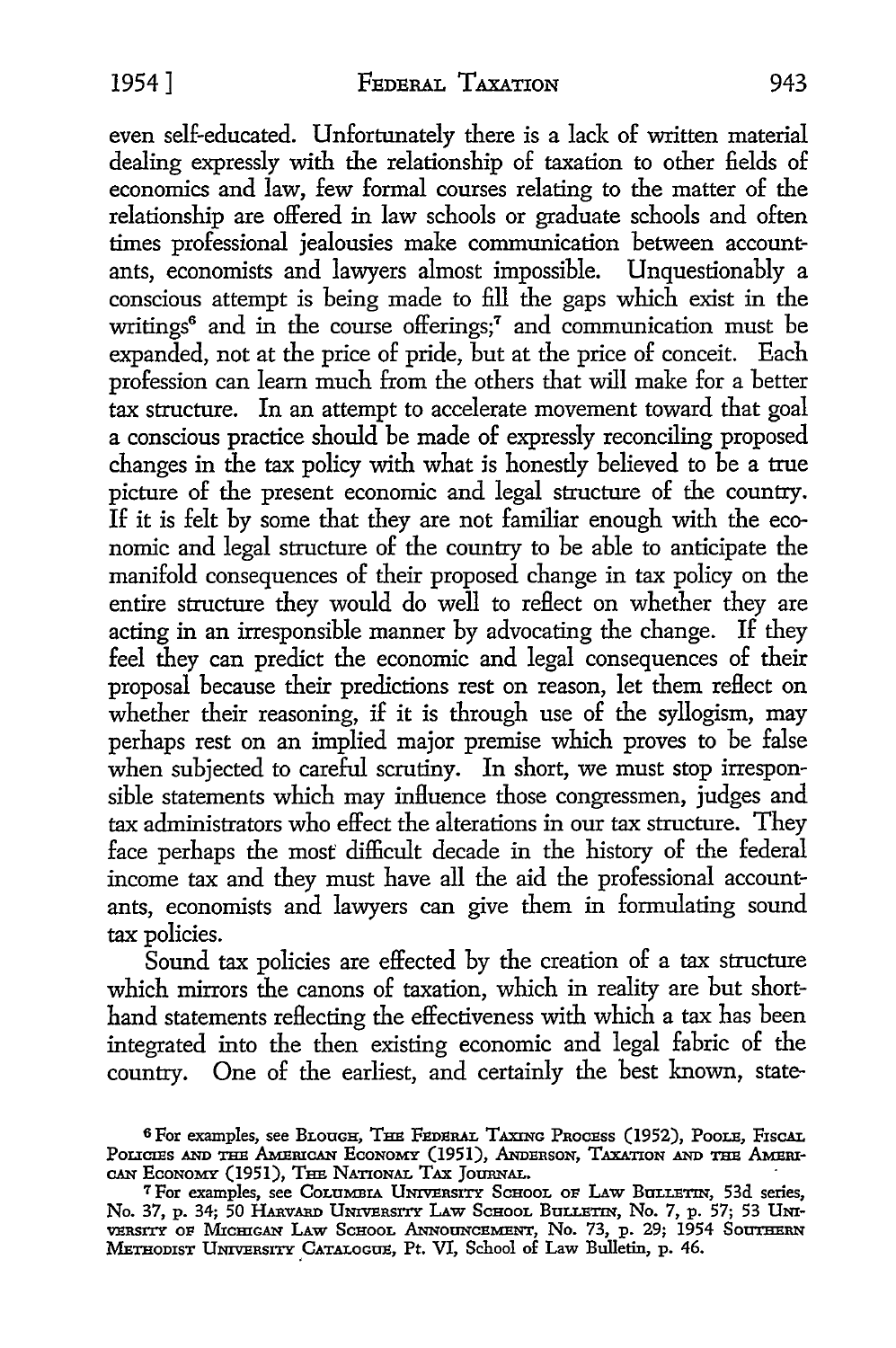even self-educated. Unfortunately there is a lack of written material dealing expressly with the relationship of taxation to other fields of economics and law, few formal courses relating to the matter of the relationship are offered in law schools or graduate schools and often times professional jealousies make communication between accountants, economists and lawyers almost impossible. Unquestionably a conscious attempt is being made to fill the gaps which exist in the writings[6] and in the course offerings;[7] and communication must be expanded, not at the price of pride, but at the price of conceit. Each profession can learn much from the others that will make for a better tax structure. In an attempt to accelerate movement toward that goal a conscious practice should be made of expressly reconciling proposed changes in the tax policy with what is honestly believed to be a true picture of the present economic and legal structure of the country. If it is felt by some that they are not familiar enough with the economic and legal structure of the country to be able to anticipate the manifold consequences of their proposed change in tax policy on the entire structure they would do well to reflect on whether they are acting in an irresponsible manner by advocating the change. If they feel they can predict the economic and legal consequences of their proposal because their predictions rest on reason, let them reflect on whether their reasoning, if it is through use of the syllogism, may perhaps rest on an implied major premise which proves to be false when subjected to careful scrutiny. In short, we must stop irresponsible statements which may influence those congressmen, judges and tax administrators who effect the alterations in our tax structure. They face perhaps the most difficult decade in the history of the federal income tax and they must have all the aid the professional accountants, economists and lawyers can give them in formulating sound tax policies.

Sound tax policies are effected by the creation of a tax structure which mirrors the canons of taxation, which in reality are but shorthand statements reflecting the effectiveness with which a tax has been integrated into the then existing economic and legal fabric of the country. One of the earliest, and certainly the best known, state-

---

[6] For examples, see BLOUGH, THE FEDERAL TAXING PROCESS (1952), POOLE, FISCAL POLICIES AND THE AMERICAN ECONOMY (1951), ANDERSON, TAXATION AND THE AMERICAN ECONOMY (1951), THE NATIONAL TAX JOURNAL.

[7] For examples, see COLUMBIA UNIVERSITY SCHOOL OF LAW BULLETIN, 53d series, No. 37, p. 34; 50 HARVARD UNIVERSITY LAW SCHOOL BULLETIN, No. 7, p. 57; 53 UNIVERSITY OF MICHIGAN LAW SCHOOL ANNOUNCEMENT, No. 73, p. 29; 1954 SOUTHERN METHODIST UNIVERSITY CATALOGUE, Pt. VI, School of Law Bulletin, p. 46.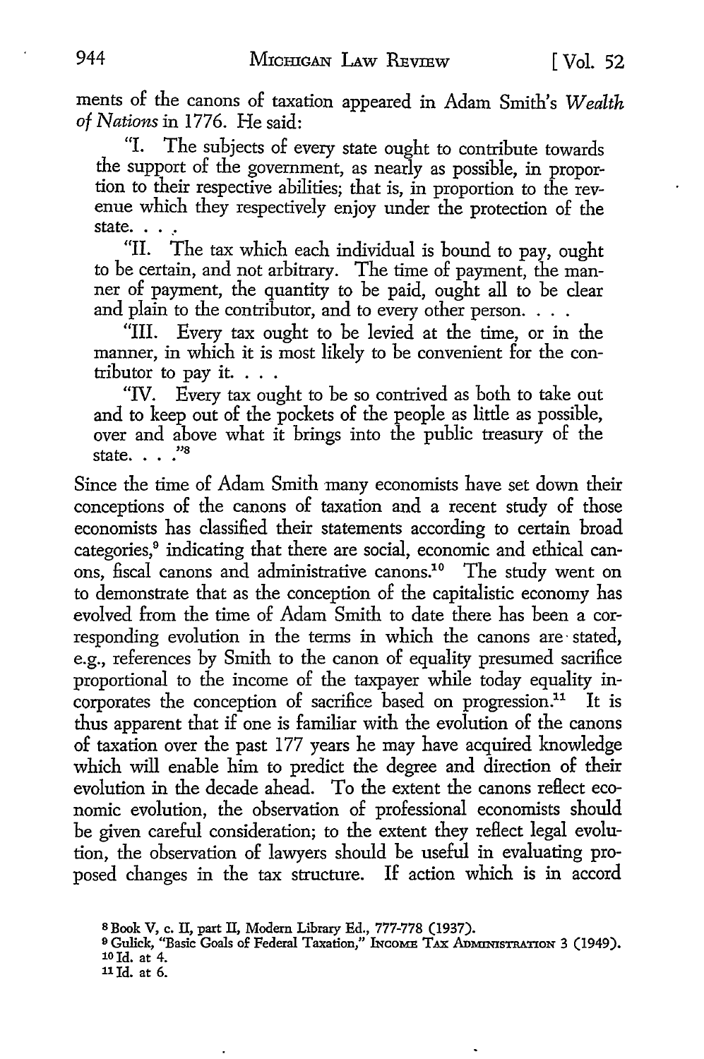ments of the canons of taxation appeared in Adam Smith's *Wealth of Nations* in 1776. He said:

> "I. The subjects of every state ought to contribute towards the support of the government, as nearly as possible, in proportion to their respective abilities; that is, in proportion to the revenue which they respectively enjoy under the protection of the state. . . .
>
> "II. The tax which each individual is bound to pay, ought to be certain, and not arbitrary. The time of payment, the manner of payment, the quantity to be paid, ought all to be clear and plain to the contributor, and to every other person. . . .
>
> "III. Every tax ought to be levied at the time, or in the manner, in which it is most likely to be convenient for the contributor to pay it. . . .
>
> "IV. Every tax ought to be so contrived as both to take out and to keep out of the pockets of the people as little as possible, over and above what it brings into the public treasury of the state. . . ."[8]

Since the time of Adam Smith many economists have set down their conceptions of the canons of taxation and a recent study of those economists has classified their statements according to certain broad categories,[9] indicating that there are social, economic and ethical canons, fiscal canons and administrative canons.[10] The study went on to demonstrate that as the conception of the capitalistic economy has evolved from the time of Adam Smith to date there has been a corresponding evolution in the terms in which the canons are stated, e.g., references by Smith to the canon of equality presumed sacrifice proportional to the income of the taxpayer while today equality incorporates the conception of sacrifice based on progression.[11] It is thus apparent that if one is familiar with the evolution of the canons of taxation over the past 177 years he may have acquired knowledge which will enable him to predict the degree and direction of their evolution in the decade ahead. To the extent the canons reflect economic evolution, the observation of professional economists should be given careful consideration; to the extent they reflect legal evolution, the observation of lawyers should be useful in evaluating proposed changes in the tax structure. If action which is in accord

---

[8] Book V, c. II, part II, Modern Library Ed., 777-778 (1937).

[9] Gulick, "Basic Goals of Federal Taxation," INCOME TAX ADMINISTRATION 3 (1949).

[10] Id. at 4.

[11] Id. at 6.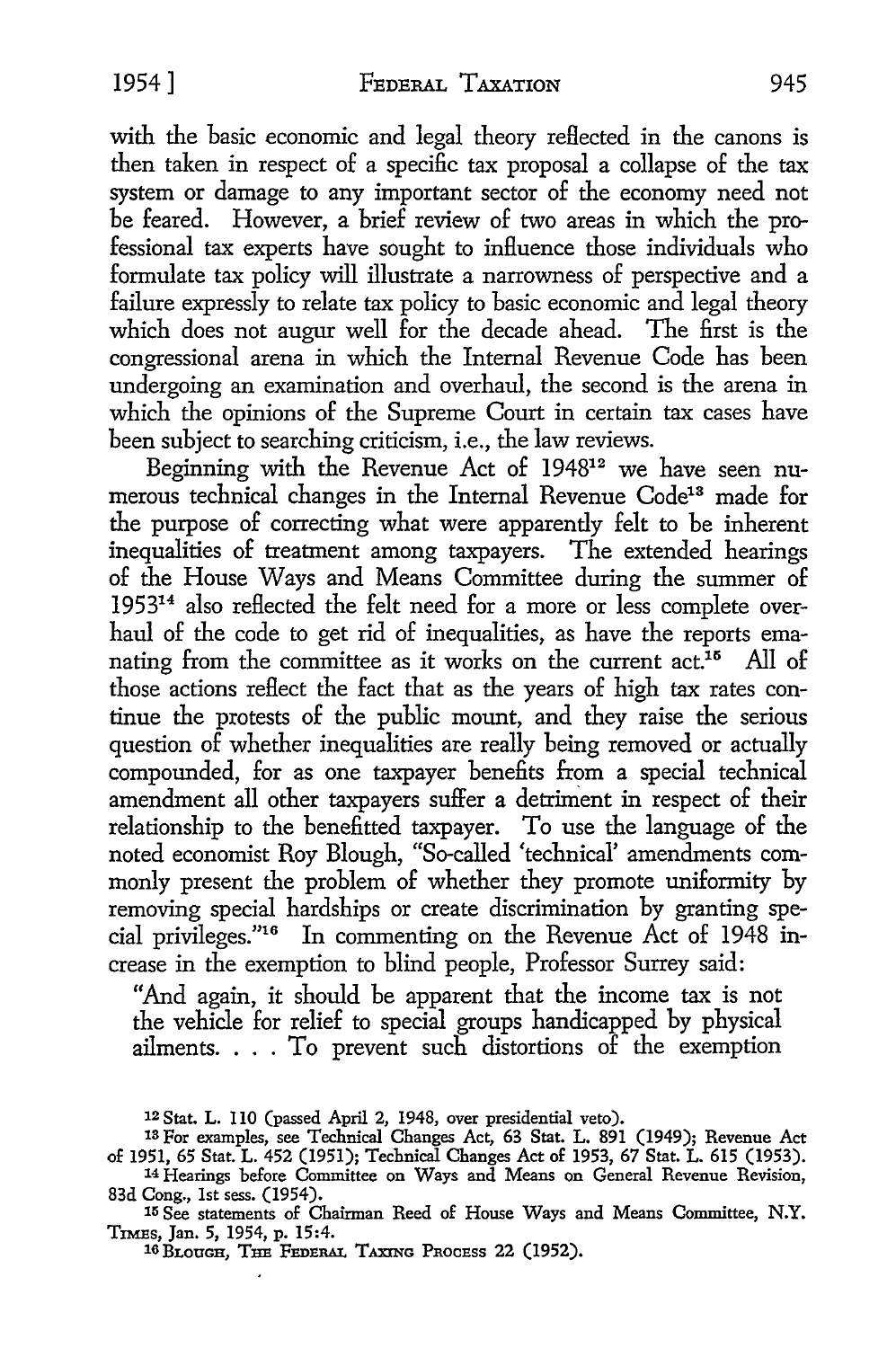with the basic economic and legal theory reflected in the canons is then taken in respect of a specific tax proposal a collapse of the tax system or damage to any important sector of the economy need not be feared. However, a brief review of two areas in which the professional tax experts have sought to influence those individuals who formulate tax policy will illustrate a narrowness of perspective and a failure expressly to relate tax policy to basic economic and legal theory which does not augur well for the decade ahead. The first is the congressional arena in which the Internal Revenue Code has been undergoing an examination and overhaul, the second is the arena in which the opinions of the Supreme Court in certain tax cases have been subject to searching criticism, i.e., the law reviews.

Beginning with the Revenue Act of 1948[12] we have seen numerous technical changes in the Internal Revenue Code[13] made for the purpose of correcting what were apparently felt to be inherent inequalities of treatment among taxpayers. The extended hearings of the House Ways and Means Committee during the summer of 1953[14] also reflected the felt need for a more or less complete overhaul of the code to get rid of inequalities, as have the reports emanating from the committee as it works on the current act.[15] All of those actions reflect the fact that as the years of high tax rates continue the protests of the public mount, and they raise the serious question of whether inequalities are really being removed or actually compounded, for as one taxpayer benefits from a special technical amendment all other taxpayers suffer a detriment in respect of their relationship to the benefitted taxpayer. To use the language of the noted economist Roy Blough, "So-called 'technical' amendments commonly present the problem of whether they promote uniformity by removing special hardships or create discrimination by granting special privileges."[16] In commenting on the Revenue Act of 1948 increase in the exemption to blind people, Professor Surrey said:

"And again, it should be apparent that the income tax is not the vehicle for relief to special groups handicapped by physical ailments. . . . To prevent such distortions of the exemption

[12] Stat. L. 110 (passed April 2, 1948, over presidential veto).

[13] For examples, see Technical Changes Act, 63 Stat. L. 891 (1949); Revenue Act of 1951, 65 Stat. L. 452 (1951); Technical Changes Act of 1953, 67 Stat. L. 615 (1953).

[14] Hearings before Committee on Ways and Means on General Revenue Revision, 83d Cong., 1st sess. (1954).

[15] See statements of Chairman Reed of House Ways and Means Committee, N.Y. TIMES, Jan. 5, 1954, p. 15:4.

[16] BLOUGH, THE FEDERAL TAXING PROCESS 22 (1952).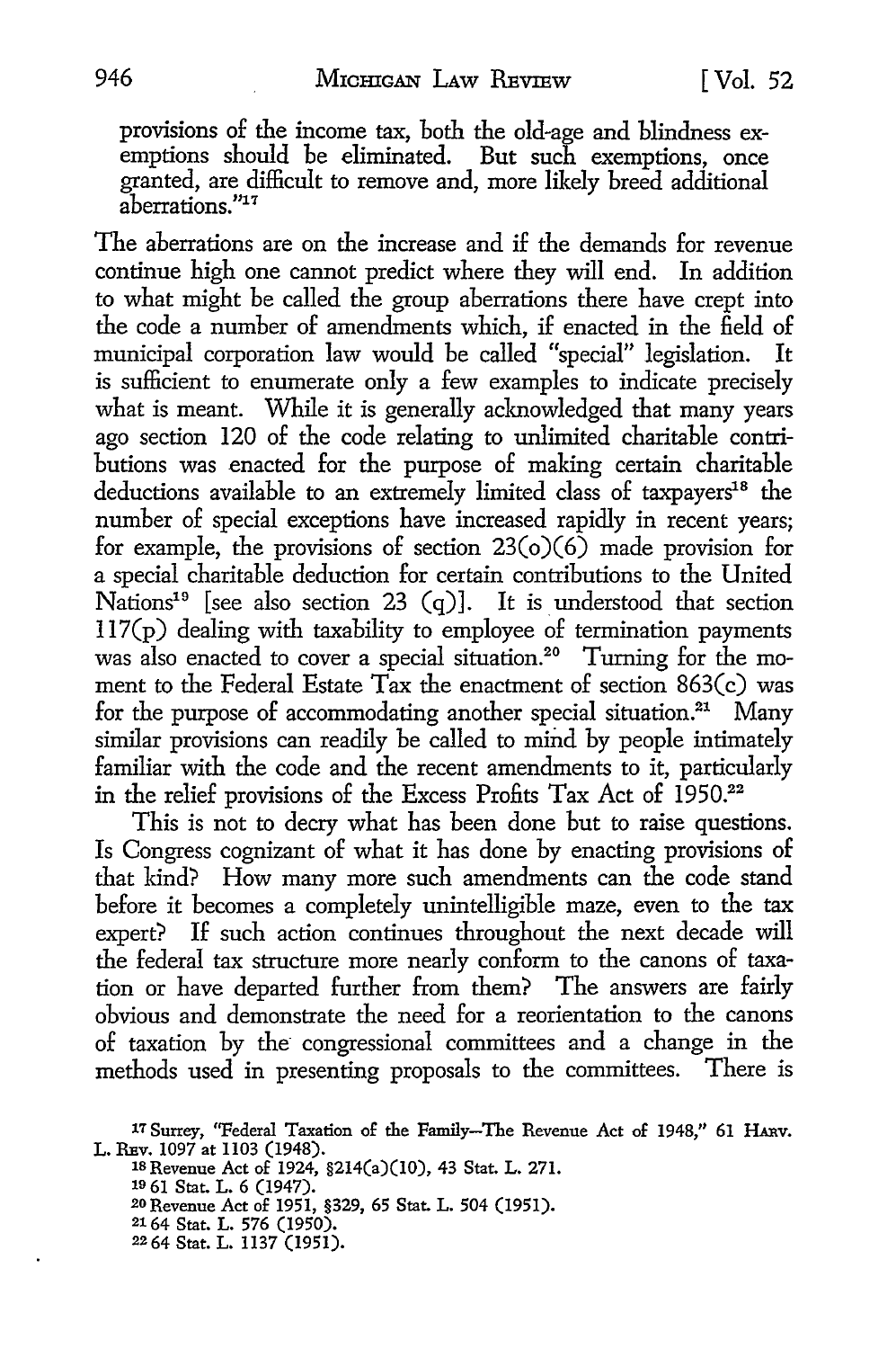provisions of the income tax, both the old-age and blindness exemptions should be eliminated. But such exemptions, once granted, are difficult to remove and, more likely breed additional aberrations."[17]

The aberrations are on the increase and if the demands for revenue continue high one cannot predict where they will end. In addition to what might be called the group aberrations there have crept into the code a number of amendments which, if enacted in the field of municipal corporation law would be called "special" legislation. It is sufficient to enumerate only a few examples to indicate precisely what is meant. While it is generally acknowledged that many years ago section 120 of the code relating to unlimited charitable contributions was enacted for the purpose of making certain charitable deductions available to an extremely limited class of taxpayers[18] the number of special exceptions have increased rapidly in recent years; for example, the provisions of section 23(o)(6) made provision for a special charitable deduction for certain contributions to the United Nations[19] [see also section 23 (q)]. It is understood that section 117(p) dealing with taxability to employee of termination payments was also enacted to cover a special situation.[20] Turning for the moment to the Federal Estate Tax the enactment of section 863(c) was for the purpose of accommodating another special situation.[21] Many similar provisions can readily be called to mind by people intimately familiar with the code and the recent amendments to it, particularly in the relief provisions of the Excess Profits Tax Act of 1950.[22]

This is not to decry what has been done but to raise questions. Is Congress cognizant of what it has done by enacting provisions of that kind? How many more such amendments can the code stand before it becomes a completely unintelligible maze, even to the tax expert? If such action continues throughout the next decade will the federal tax structure more nearly conform to the canons of taxation or have departed further from them? The answers are fairly obvious and demonstrate the need for a reorientation to the canons of taxation by the congressional committees and a change in the methods used in presenting proposals to the committees. There is

[17] Surrey, "Federal Taxation of the Family—The Revenue Act of 1948," 61 HARV. L. REV. 1097 at 1103 (1948).

[18] Revenue Act of 1924, §214(a)(10), 43 Stat. L. 271.

[19] 61 Stat. L. 6 (1947).

[20] Revenue Act of 1951, §329, 65 Stat. L. 504 (1951).

[21] 64 Stat. L. 576 (1950).

[22] 64 Stat. L. 1137 (1951).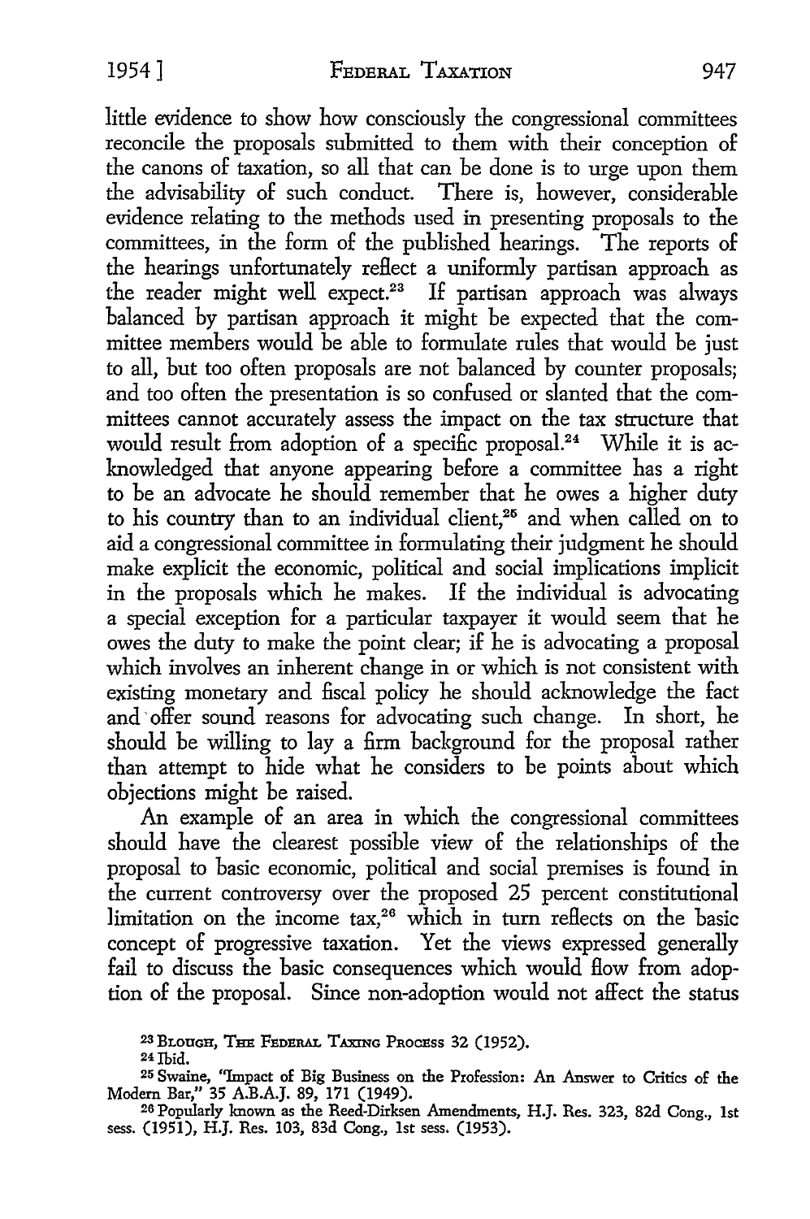little evidence to show how consciously the congressional committees reconcile the proposals submitted to them with their conception of the canons of taxation, so all that can be done is to urge upon them the advisability of such conduct. There is, however, considerable evidence relating to the methods used in presenting proposals to the committees, in the form of the published hearings. The reports of the hearings unfortunately reflect a uniformly partisan approach as the reader might well expect.[23] If partisan approach was always balanced by partisan approach it might be expected that the committee members would be able to formulate rules that would be just to all, but too often proposals are not balanced by counter proposals; and too often the presentation is so confused or slanted that the committees cannot accurately assess the impact on the tax structure that would result from adoption of a specific proposal.[24] While it is acknowledged that anyone appearing before a committee has a right to be an advocate he should remember that he owes a higher duty to his country than to an individual client,[25] and when called on to aid a congressional committee in formulating their judgment he should make explicit the economic, political and social implications implicit in the proposals which he makes. If the individual is advocating a special exception for a particular taxpayer it would seem that he owes the duty to make the point clear; if he is advocating a proposal which involves an inherent change in or which is not consistent with existing monetary and fiscal policy he should acknowledge the fact and offer sound reasons for advocating such change. In short, he should be willing to lay a firm background for the proposal rather than attempt to hide what he considers to be points about which objections might be raised.

An example of an area in which the congressional committees should have the clearest possible view of the relationships of the proposal to basic economic, political and social premises is found in the current controversy over the proposed 25 percent constitutional limitation on the income tax,[26] which in turn reflects on the basic concept of progressive taxation. Yet the views expressed generally fail to discuss the basic consequences which would flow from adoption of the proposal. Since non-adoption would not affect the status

---

[23] BLOUGH, THE FEDERAL TAXING PROCESS 32 (1952).

[24] Ibid.

[25] Swaine, "Impact of Big Business on the Profession: An Answer to Critics of the Modern Bar," 35 A.B.A.J. 89, 171 (1949).

[26] Popularly known as the Reed-Dirksen Amendments, H.J. Res. 323, 82d Cong., 1st sess. (1951), H.J. Res. 103, 83d Cong., 1st sess. (1953).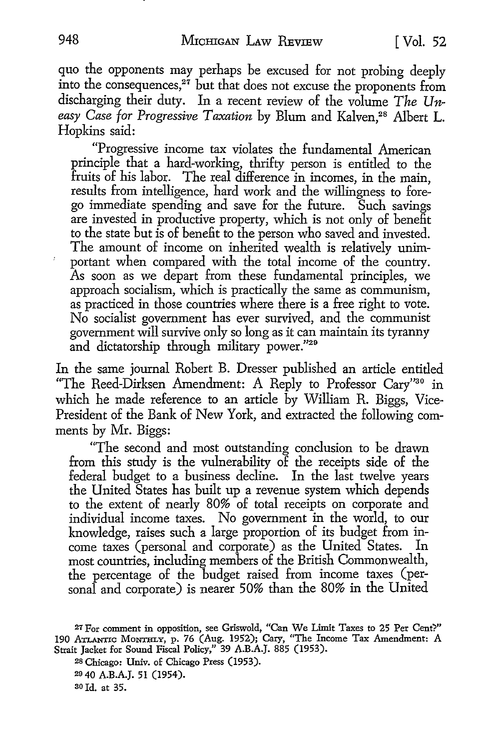quo the opponents may perhaps be excused for not probing deeply into the consequences,[27] but that does not excuse the proponents from discharging their duty. In a recent review of the volume *The Uneasy Case for Progressive Taxation* by Blum and Kalven,[28] Albert L. Hopkins said:

> "Progressive income tax violates the fundamental American principle that a hard-working, thrifty person is entitled to the fruits of his labor. The real difference in incomes, in the main, results from intelligence, hard work and the willingness to forego immediate spending and save for the future. Such savings are invested in productive property, which is not only of benefit to the state but is of benefit to the person who saved and invested. The amount of income on inherited wealth is relatively unimportant when compared with the total income of the country. As soon as we depart from these fundamental principles, we approach socialism, which is practically the same as communism, as practiced in those countries where there is a free right to vote. No socialist government has ever survived, and the communist government will survive only so long as it can maintain its tyranny and dictatorship through military power."[29]

In the same journal Robert B. Dresser published an article entitled "The Reed-Dirksen Amendment: A Reply to Professor Cary"[30] in which he made reference to an article by William R. Biggs, Vice-President of the Bank of New York, and extracted the following comments by Mr. Biggs:

> "The second and most outstanding conclusion to be drawn from this study is the vulnerability of the receipts side of the federal budget to a business decline. In the last twelve years the United States has built up a revenue system which depends to the extent of nearly 80% of total receipts on corporate and individual income taxes. No government in the world, to our knowledge, raises such a large proportion of its budget from income taxes (personal and corporate) as the United States. In most countries, including members of the British Commonwealth, the percentage of the budget raised from income taxes (personal and corporate) is nearer 50% than the 80% in the United

---

[27] For comment in opposition, see Griswold, "Can We Limit Taxes to 25 Per Cent?" 190 ATLANTIC MONTHLY, p. 76 (Aug. 1952); Cary, "The Income Tax Amendment: A Strait Jacket for Sound Fiscal Policy," 39 A.B.A.J. 885 (1953).

[28] Chicago: Univ. of Chicago Press (1953).

[29] 40 A.B.A.J. 51 (1954).

[30] Id. at 35.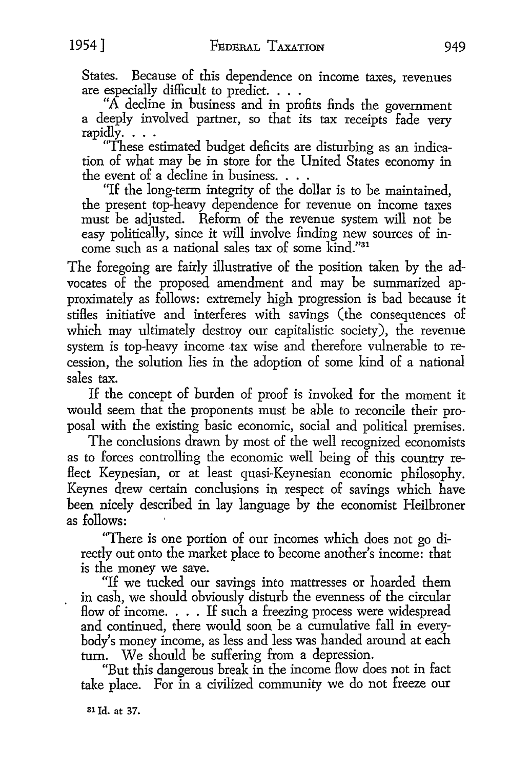States. Because of this dependence on income taxes, revenues are especially difficult to predict. . . .

"A decline in business and in profits finds the government a deeply involved partner, so that its tax receipts fade very rapidly. . . .

"These estimated budget deficits are disturbing as an indication of what may be in store for the United States economy in the event of a decline in business. . . .

"If the long-term integrity of the dollar is to be maintained, the present top-heavy dependence for revenue on income taxes must be adjusted. Reform of the revenue system will not be easy politically, since it will involve finding new sources of income such as a national sales tax of some kind."[31]

The foregoing are fairly illustrative of the position taken by the advocates of the proposed amendment and may be summarized approximately as follows: extremely high progression is bad because it stifles initiative and interferes with savings (the consequences of which may ultimately destroy our capitalistic society), the revenue system is top-heavy income tax wise and therefore vulnerable to recession, the solution lies in the adoption of some kind of a national sales tax.

If the concept of burden of proof is invoked for the moment it would seem that the proponents must be able to reconcile their proposal with the existing basic economic, social and political premises.

The conclusions drawn by most of the well recognized economists as to forces controlling the economic well being of this country reflect Keynesian, or at least quasi-Keynesian economic philosophy. Keynes drew certain conclusions in respect of savings which have been nicely described in lay language by the economist Heilbroner as follows:

"There is one portion of our incomes which does not go directly out onto the market place to become another's income: that is the money we save.

"If we tucked our savings into mattresses or hoarded them in cash, we should obviously disturb the evenness of the circular flow of income. . . . If such a freezing process were widespread and continued, there would soon be a cumulative fall in everybody's money income, as less and less was handed around at each turn. We should be suffering from a depression.

"But this dangerous break in the income flow does not in fact take place. For in a civilized community we do not freeze our

[31] Id. at 37.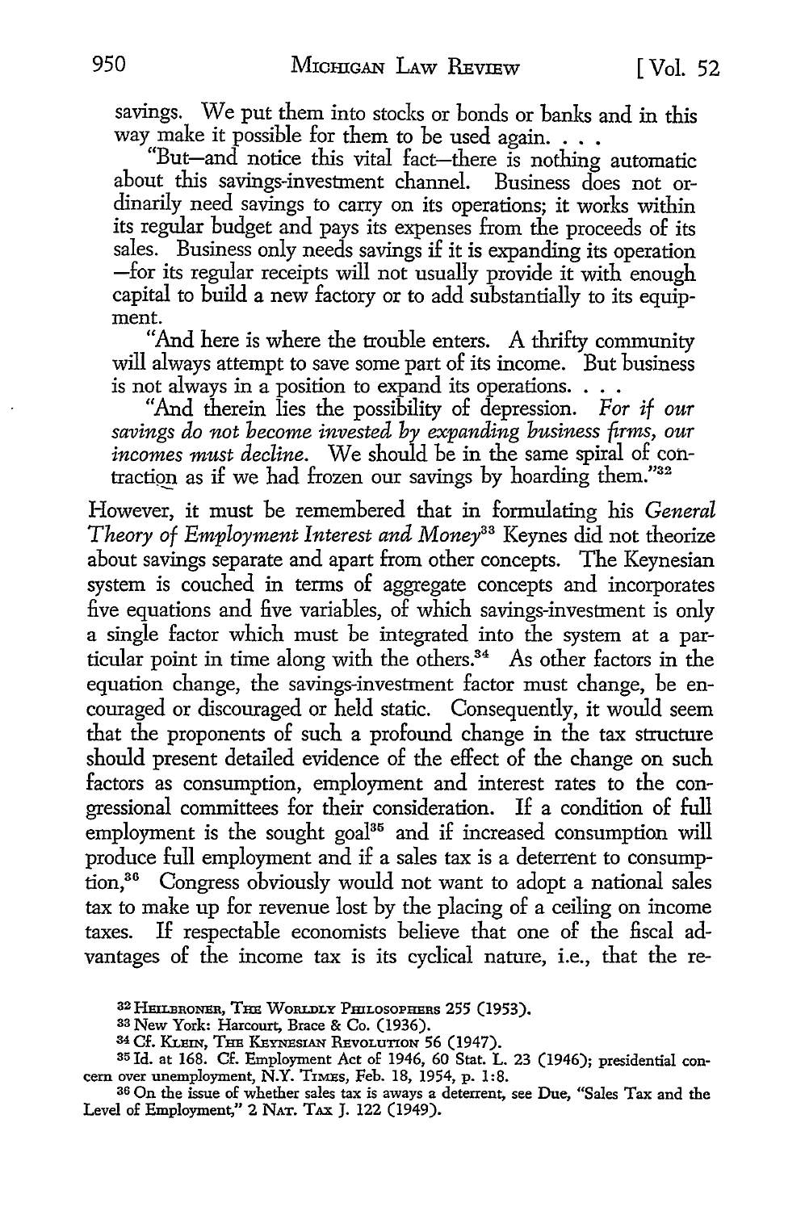savings. We put them into stocks or bonds or banks and in this way make it possible for them to be used again. . . .

"But—and notice this vital fact—there is nothing automatic about this savings-investment channel. Business does not ordinarily need savings to carry on its operations; it works within its regular budget and pays its expenses from the proceeds of its sales. Business only needs savings if it is expanding its operation —for its regular receipts will not usually provide it with enough capital to build a new factory or to add substantially to its equipment.

"And here is where the trouble enters. A thrifty community will always attempt to save some part of its income. But business is not always in a position to expand its operations. . . .

"And therein lies the possibility of depression. *For if our savings do not become invested by expanding business firms, our incomes must decline.* We should be in the same spiral of contraction as if we had frozen our savings by hoarding them."[32]

However, it must be remembered that in formulating his *General Theory of Employment Interest and Money*[33] Keynes did not theorize about savings separate and apart from other concepts. The Keynesian system is couched in terms of aggregate concepts and incorporates five equations and five variables, of which savings-investment is only a single factor which must be integrated into the system at a particular point in time along with the others.[34] As other factors in the equation change, the savings-investment factor must change, be encouraged or discouraged or held static. Consequently, it would seem that the proponents of such a profound change in the tax structure should present detailed evidence of the effect of the change on such factors as consumption, employment and interest rates to the congressional committees for their consideration. If a condition of full employment is the sought goal[35] and if increased consumption will produce full employment and if a sales tax is a deterrent to consumption,[36] Congress obviously would not want to adopt a national sales tax to make up for revenue lost by the placing of a ceiling on income taxes. If respectable economists believe that one of the fiscal advantages of the income tax is its cyclical nature, i.e., that the re-

---

[32] HEILBRONER, THE WORLDLY PHILOSOPHERS 255 (1953).

[33] New York: Harcourt, Brace & Co. (1936).

[34] Cf. KLEIN, THE KEYNESIAN REVOLUTION 56 (1947).

[35] Id. at 168. Cf. Employment Act of 1946, 60 Stat. L. 23 (1946); presidential concern over unemployment, N.Y. TIMES, Feb. 18, 1954, p. 1:8.

[36] On the issue of whether sales tax is aways a deterrent, see Due, "Sales Tax and the Level of Employment," 2 NAT. TAX J. 122 (1949).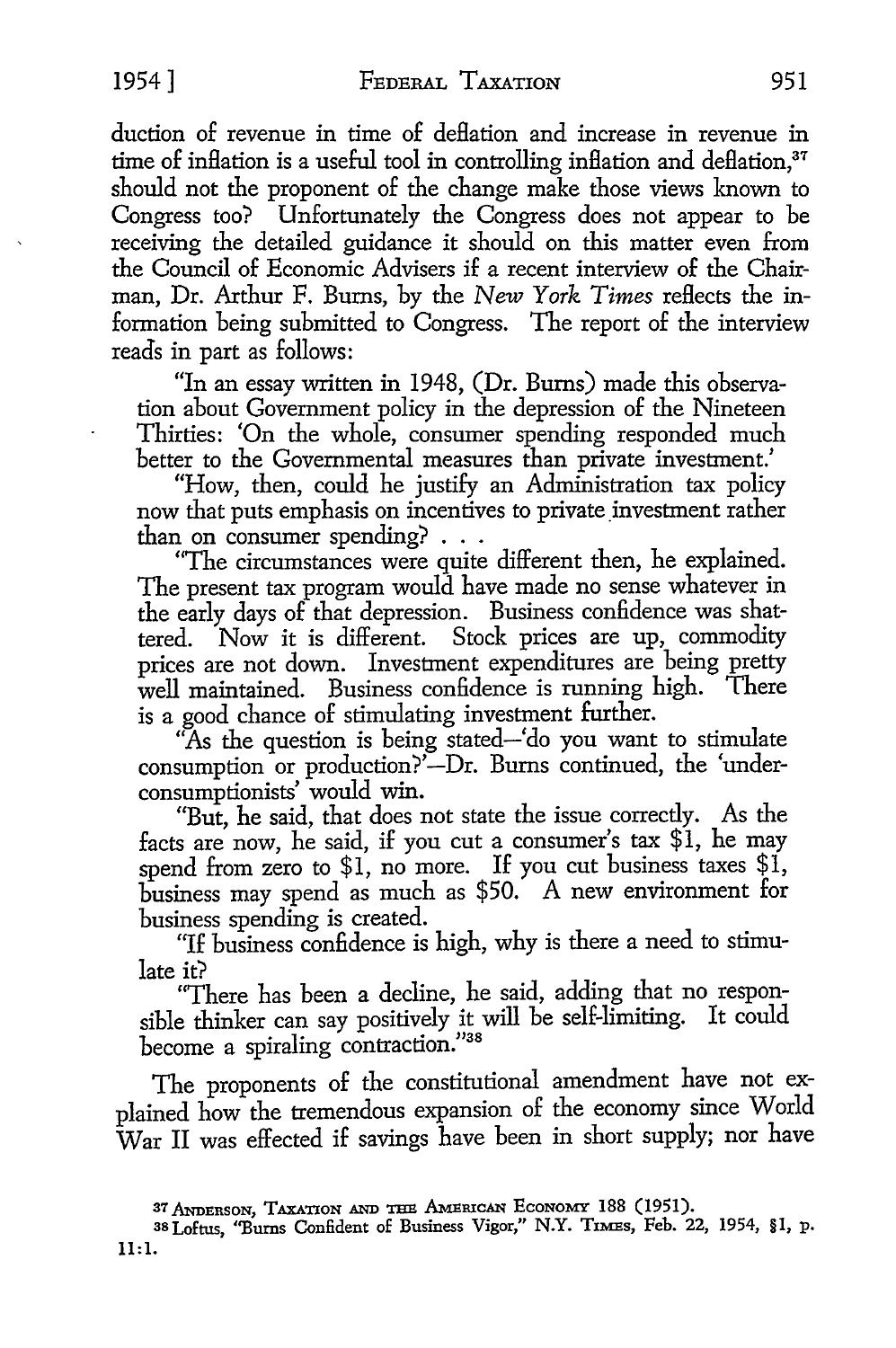duction of revenue in time of deflation and increase in revenue in time of inflation is a useful tool in controlling inflation and deflation,[37] should not the proponent of the change make those views known to Congress too? Unfortunately the Congress does not appear to be receiving the detailed guidance it should on this matter even from the Council of Economic Advisers if a recent interview of the Chairman, Dr. Arthur F. Burns, by the *New York Times* reflects the information being submitted to Congress. The report of the interview reads in part as follows:

> "In an essay written in 1948, (Dr. Burns) made this observation about Government policy in the depression of the Nineteen Thirties: 'On the whole, consumer spending responded much better to the Governmental measures than private investment.'
>
> "How, then, could he justify an Administration tax policy now that puts emphasis on incentives to private investment rather than on consumer spending? . . .
>
> "The circumstances were quite different then, he explained. The present tax program would have made no sense whatever in the early days of that depression. Business confidence was shattered. Now it is different. Stock prices are up, commodity prices are not down. Investment expenditures are being pretty well maintained. Business confidence is running high. There is a good chance of stimulating investment further.
>
> "As the question is being stated—'do you want to stimulate consumption or production?'—Dr. Burns continued, the 'underconsumptionists' would win.
>
> "But, he said, that does not state the issue correctly. As the facts are now, he said, if you cut a consumer's tax $1, he may spend from zero to $1, no more. If you cut business taxes $1, business may spend as much as $50. A new environment for business spending is created.
>
> "If business confidence is high, why is there a need to stimulate it?
>
> "There has been a decline, he said, adding that no responsible thinker can say positively it will be self-limiting. It could become a spiraling contraction."[38]

The proponents of the constitutional amendment have not explained how the tremendous expansion of the economy since World War II was effected if savings have been in short supply; nor have

---

[37] ANDERSON, TAXATION AND THE AMERICAN ECONOMY 188 (1951).

[38] Loftus, "Burns Confident of Business Vigor," N.Y. TIMES, Feb. 22, 1954, §1, p. 11:1.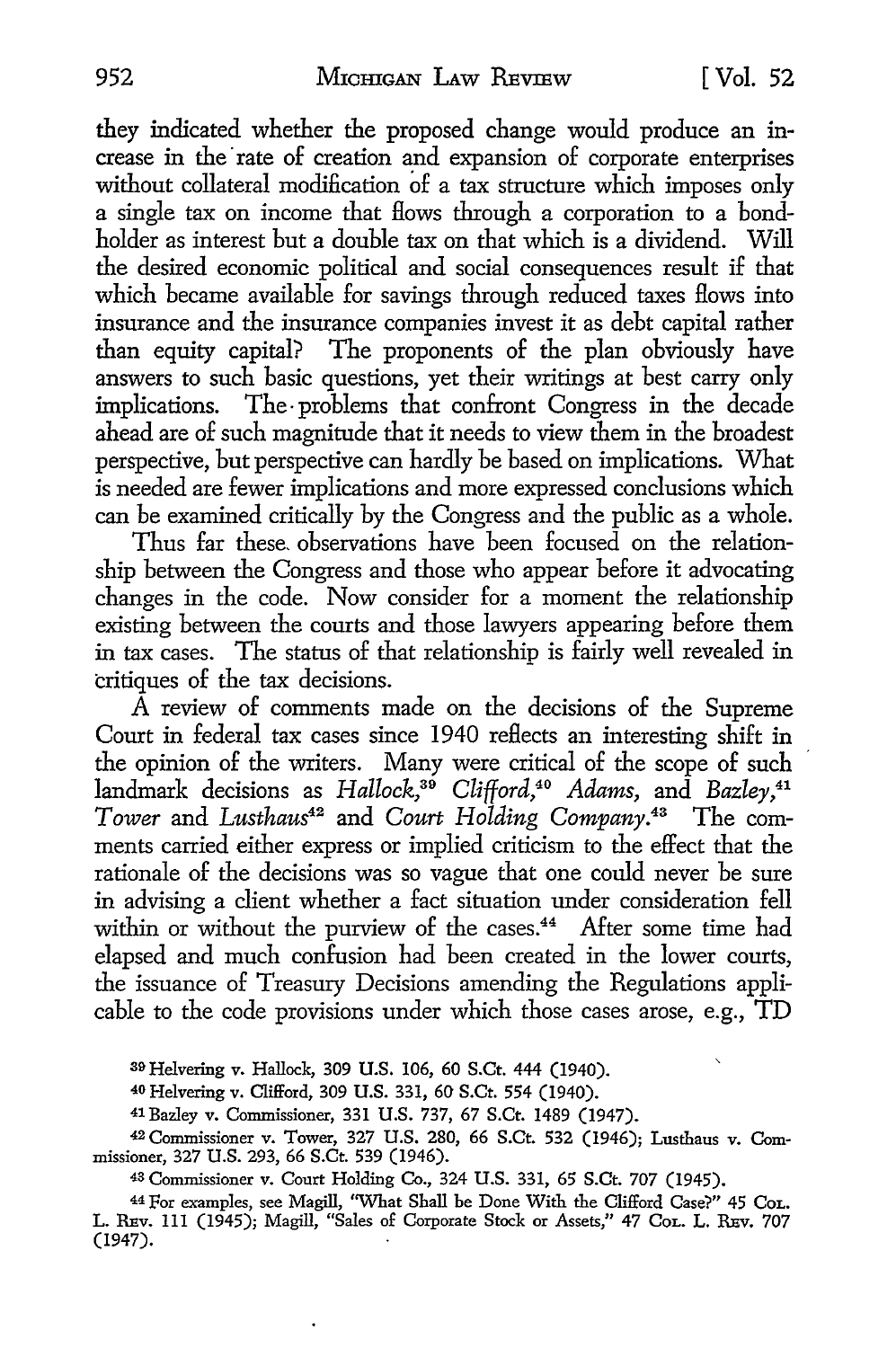they indicated whether the proposed change would produce an increase in the rate of creation and expansion of corporate enterprises without collateral modification of a tax structure which imposes only a single tax on income that flows through a corporation to a bondholder as interest but a double tax on that which is a dividend. Will the desired economic political and social consequences result if that which became available for savings through reduced taxes flows into insurance and the insurance companies invest it as debt capital rather than equity capital? The proponents of the plan obviously have answers to such basic questions, yet their writings at best carry only implications. The problems that confront Congress in the decade ahead are of such magnitude that it needs to view them in the broadest perspective, but perspective can hardly be based on implications. What is needed are fewer implications and more expressed conclusions which can be examined critically by the Congress and the public as a whole.

Thus far these observations have been focused on the relationship between the Congress and those who appear before it advocating changes in the code. Now consider for a moment the relationship existing between the courts and those lawyers appearing before them in tax cases. The status of that relationship is fairly well revealed in critiques of the tax decisions.

A review of comments made on the decisions of the Supreme Court in federal tax cases since 1940 reflects an interesting shift in the opinion of the writers. Many were critical of the scope of such landmark decisions as *Hallock*,[39] *Clifford*,[40] *Adams*, and *Bazley*,[41] *Tower* and *Lusthaus*[42] and *Court Holding Company*.[43] The comments carried either express or implied criticism to the effect that the rationale of the decisions was so vague that one could never be sure in advising a client whether a fact situation under consideration fell within or without the purview of the cases.[44] After some time had elapsed and much confusion had been created in the lower courts, the issuance of Treasury Decisions amending the Regulations applicable to the code provisions under which those cases arose, e.g., TD

---

[39] Helvering v. Hallock, 309 U.S. 106, 60 S.Ct. 444 (1940).

[40] Helvering v. Clifford, 309 U.S. 331, 60 S.Ct. 554 (1940).

[41] Bazley v. Commissioner, 331 U.S. 737, 67 S.Ct. 1489 (1947).

[42] Commissioner v. Tower, 327 U.S. 280, 66 S.Ct. 532 (1946); Lusthaus v. Commissioner, 327 U.S. 293, 66 S.Ct. 539 (1946).

[43] Commissioner v. Court Holding Co., 324 U.S. 331, 65 S.Ct. 707 (1945).

[44] For examples, see Magill, "What Shall be Done With the Clifford Case?" 45 Col. L. Rev. 111 (1945); Magill, "Sales of Corporate Stock or Assets," 47 Col. L. Rev. 707 (1947).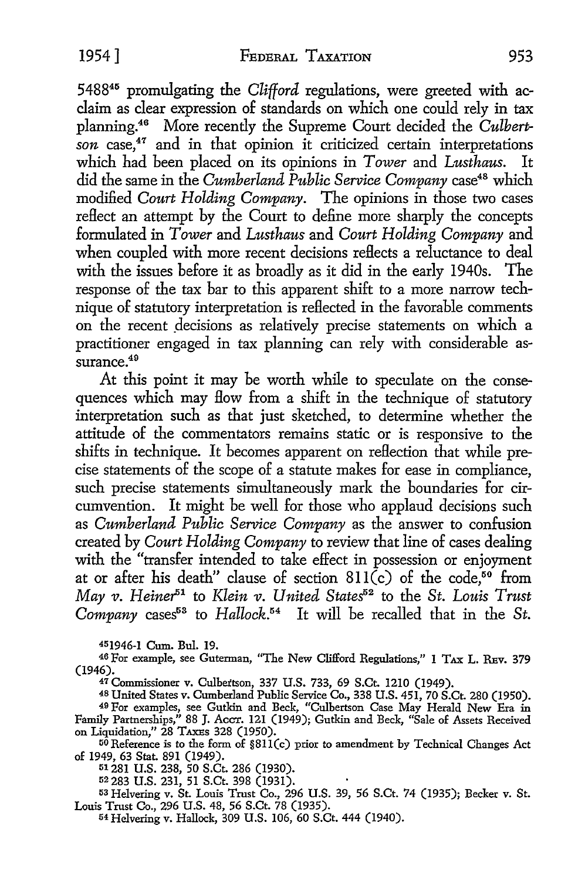5488[45] promulgating the *Clifford* regulations, were greeted with acclaim as clear expression of standards on which one could rely in tax planning.[46] More recently the Supreme Court decided the *Culbertson* case,[47] and in that opinion it criticized certain interpretations which had been placed on its opinions in *Tower* and *Lusthaus*. It did the same in the *Cumberland Public Service Company* case[48] which modified *Court Holding Company*. The opinions in those two cases reflect an attempt by the Court to define more sharply the concepts formulated in *Tower* and *Lusthaus* and *Court Holding Company* and when coupled with more recent decisions reflects a reluctance to deal with the issues before it as broadly as it did in the early 1940s. The response of the tax bar to this apparent shift to a more narrow technique of statutory interpretation is reflected in the favorable comments on the recent decisions as relatively precise statements on which a practitioner engaged in tax planning can rely with considerable assurance.[49]

At this point it may be worth while to speculate on the consequences which may flow from a shift in the technique of statutory interpretation such as that just sketched, to determine whether the attitude of the commentators remains static or is responsive to the shifts in technique. It becomes apparent on reflection that while precise statements of the scope of a statute makes for ease in compliance, such precise statements simultaneously mark the boundaries for circumvention. It might be well for those who applaud decisions such as *Cumberland Public Service Company* as the answer to confusion created by *Court Holding Company* to review that line of cases dealing with the "transfer intended to take effect in possession or enjoyment at or after his death" clause of section 811(c) of the code,[50] from *May v. Heiner*[51] to *Klein v. United States*[52] to the *St. Louis Trust Company* cases[53] to *Hallock*.[54] It will be recalled that in the *St.*

---

[45] 1946-1 Cum. Bul. 19.

[46] For example, see Guterman, "The New Clifford Regulations," 1 TAX L. REV. 379 (1946).

[47] Commissioner v. Culbertson, 337 U.S. 733, 69 S.Ct. 1210 (1949).

[48] United States v. Cumberland Public Service Co., 338 U.S. 451, 70 S.Ct. 280 (1950).

[49] For examples, see Gutkin and Beck, "Culbertson Case May Herald New Era in Family Partnerships," 88 J. ACCT. 121 (1949); Gutkin and Beck, "Sale of Assets Received on Liquidation," 28 TAXES 328 (1950).

[50] Reference is to the form of §811(c) prior to amendment by Technical Changes Act of 1949, 63 Stat. 891 (1949).

[51] 281 U.S. 238, 50 S.Ct. 286 (1930).

[52] 283 U.S. 231, 51 S.Ct. 398 (1931).

[53] Helvering v. St. Louis Trust Co., 296 U.S. 39, 56 S.Ct. 74 (1935); Becker v. St. Louis Trust Co., 296 U.S. 48, 56 S.Ct. 78 (1935).

[54] Helvering v. Hallock, 309 U.S. 106, 60 S.Ct. 444 (1940).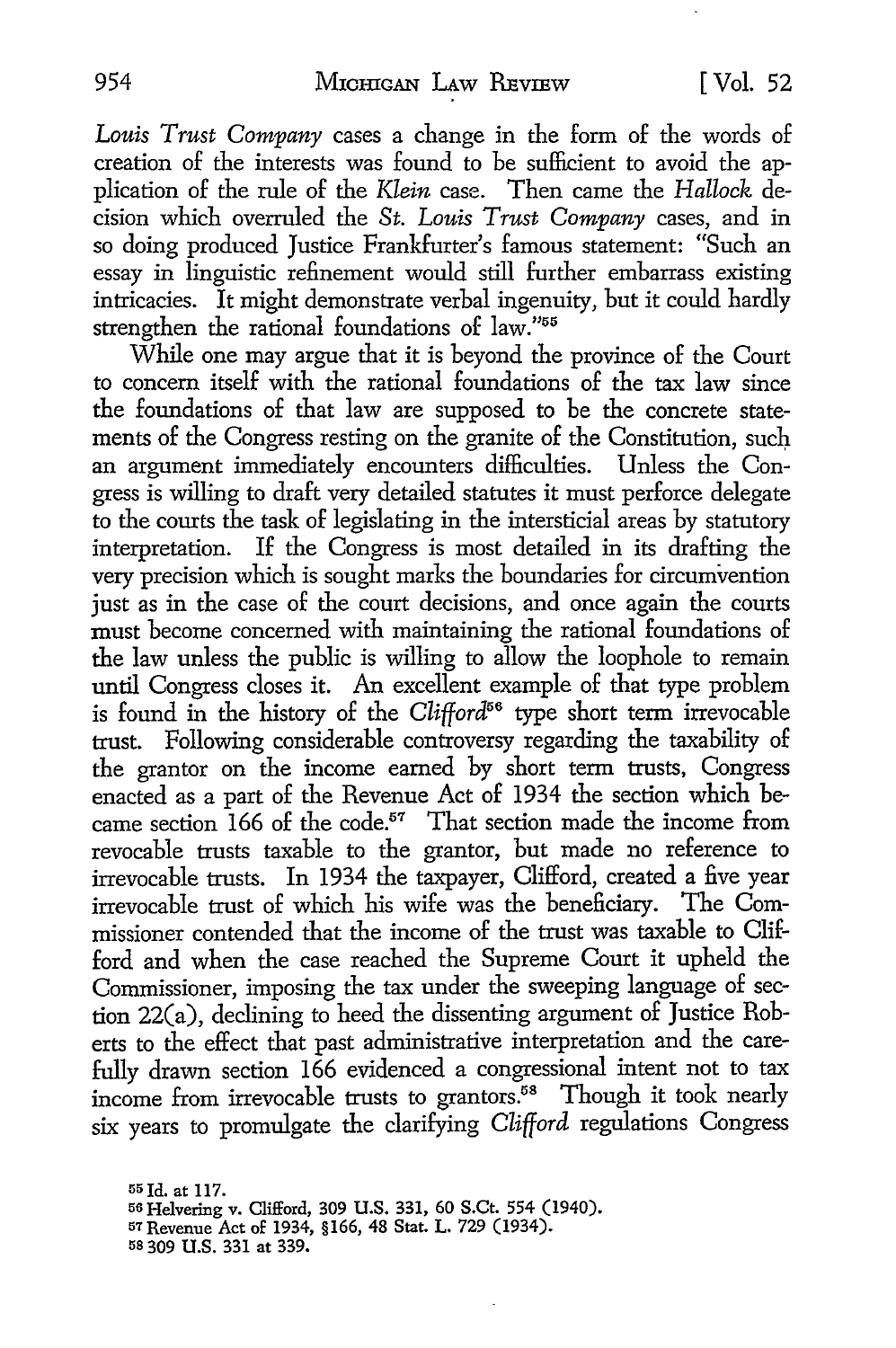*Louis Trust Company* cases a change in the form of the words of creation of the interests was found to be sufficient to avoid the application of the rule of the *Klein* case. Then came the *Hallock* decision which overruled the *St. Louis Trust Company* cases, and in so doing produced Justice Frankfurter's famous statement: "Such an essay in linguistic refinement would still further embarrass existing intricacies. It might demonstrate verbal ingenuity, but it could hardly strengthen the rational foundations of law."[55]

While one may argue that it is beyond the province of the Court to concern itself with the rational foundations of the tax law since the foundations of that law are supposed to be the concrete statements of the Congress resting on the granite of the Constitution, such an argument immediately encounters difficulties. Unless the Congress is willing to draft very detailed statutes it must perforce delegate to the courts the task of legislating in the intersticial areas by statutory interpretation. If the Congress is most detailed in its drafting the very precision which is sought marks the boundaries for circumvention just as in the case of the court decisions, and once again the courts must become concerned with maintaining the rational foundations of the law unless the public is willing to allow the loophole to remain until Congress closes it. An excellent example of that type problem is found in the history of the *Clifford*[56] type short term irrevocable trust. Following considerable controversy regarding the taxability of the grantor on the income earned by short term trusts, Congress enacted as a part of the Revenue Act of 1934 the section which became section 166 of the code.[57] That section made the income from revocable trusts taxable to the grantor, but made no reference to irrevocable trusts. In 1934 the taxpayer, Clifford, created a five year irrevocable trust of which his wife was the beneficiary. The Commissioner contended that the income of the trust was taxable to Clifford and when the case reached the Supreme Court it upheld the Commissioner, imposing the tax under the sweeping language of section 22(a), declining to heed the dissenting argument of Justice Roberts to the effect that past administrative interpretation and the carefully drawn section 166 evidenced a congressional intent not to tax income from irrevocable trusts to grantors.[58] Though it took nearly six years to promulgate the clarifying *Clifford* regulations Congress

[55] Id. at 117.

[56] Helvering v. Clifford, 309 U.S. 331, 60 S.Ct. 554 (1940).

[57] Revenue Act of 1934, §166, 48 Stat. L. 729 (1934).

[58] 309 U.S. 331 at 339.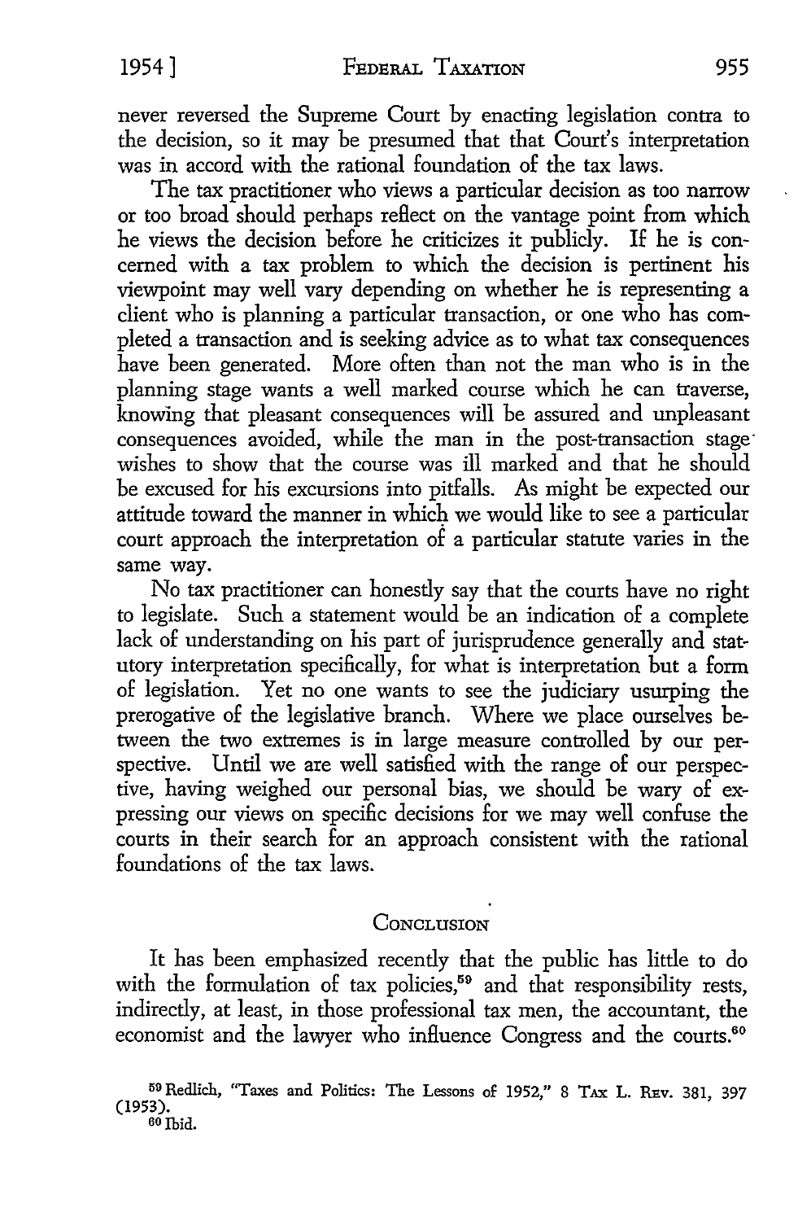never reversed the Supreme Court by enacting legislation contra to the decision, so it may be presumed that that Court's interpretation was in accord with the rational foundation of the tax laws.

The tax practitioner who views a particular decision as too narrow or too broad should perhaps reflect on the vantage point from which he views the decision before he criticizes it publicly. If he is concerned with a tax problem to which the decision is pertinent his viewpoint may well vary depending on whether he is representing a client who is planning a particular transaction, or one who has completed a transaction and is seeking advice as to what tax consequences have been generated. More often than not the man who is in the planning stage wants a well marked course which he can traverse, knowing that pleasant consequences will be assured and unpleasant consequences avoided, while the man in the post-transaction stage wishes to show that the course was ill marked and that he should be excused for his excursions into pitfalls. As might be expected our attitude toward the manner in which we would like to see a particular court approach the interpretation of a particular statute varies in the same way.

No tax practitioner can honestly say that the courts have no right to legislate. Such a statement would be an indication of a complete lack of understanding on his part of jurisprudence generally and statutory interpretation specifically, for what is interpretation but a form of legislation. Yet no one wants to see the judiciary usurping the prerogative of the legislative branch. Where we place ourselves between the two extremes is in large measure controlled by our perspective. Until we are well satisfied with the range of our perspective, having weighed our personal bias, we should be wary of expressing our views on specific decisions for we may well confuse the courts in their search for an approach consistent with the rational foundations of the tax laws.

## Conclusion

It has been emphasized recently that the public has little to do with the formulation of tax policies,[59] and that responsibility rests, indirectly, at least, in those professional tax men, the accountant, the economist and the lawyer who influence Congress and the courts.[60]

[59] Redlich, "Taxes and Politics: The Lessons of 1952," 8 Tax L. Rev. 381, 397 (1953).

[60] Ibid.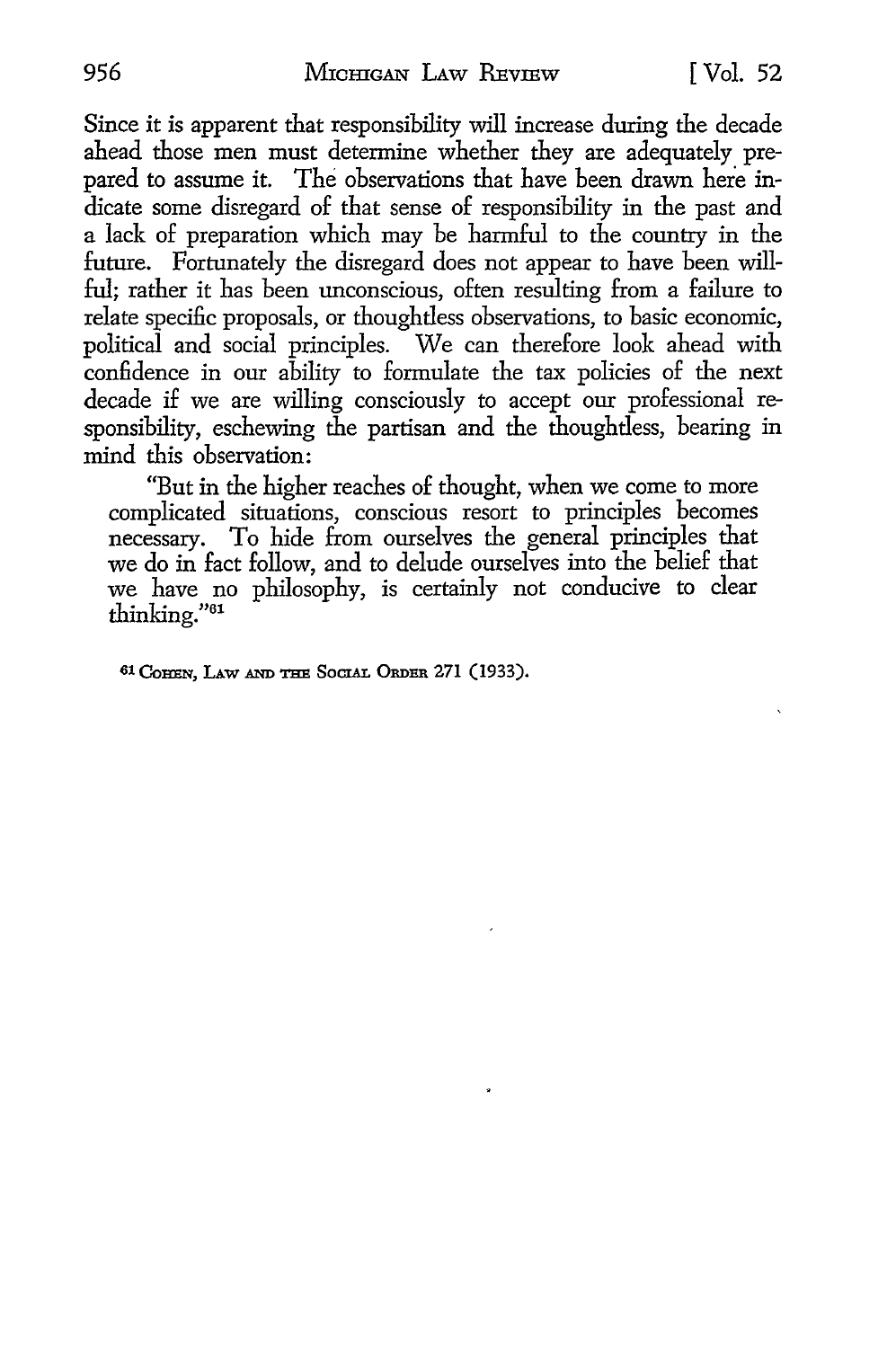Since it is apparent that responsibility will increase during the decade ahead those men must determine whether they are adequately prepared to assume it. The observations that have been drawn here indicate some disregard of that sense of responsibility in the past and a lack of preparation which may be harmful to the country in the future. Fortunately the disregard does not appear to have been willful; rather it has been unconscious, often resulting from a failure to relate specific proposals, or thoughtless observations, to basic economic, political and social principles. We can therefore look ahead with confidence in our ability to formulate the tax policies of the next decade if we are willing consciously to accept our professional responsibility, eschewing the partisan and the thoughtless, bearing in mind this observation:

> "But in the higher reaches of thought, when we come to more complicated situations, conscious resort to principles becomes necessary. To hide from ourselves the general principles that we do in fact follow, and to delude ourselves into the belief that we have no philosophy, is certainly not conducive to clear thinking."[61]

[61] COHEN, LAW AND THE SOCIAL ORDER 271 (1933).